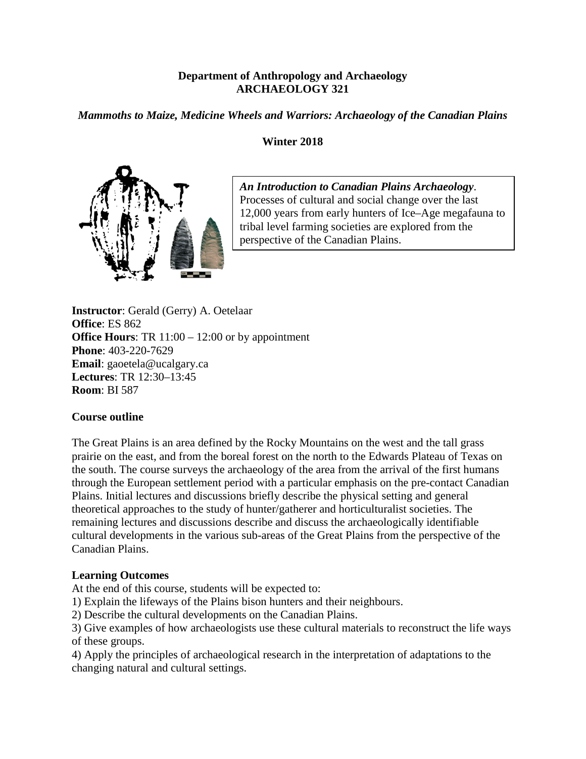**Department of Anthropology and Archaeology**
**ARCHAEOLOGY 321**

***Mammoths to Maize, Medicine Wheels and Warriors: Archaeology of the Canadian Plains***

**Winter 2018**

***An Introduction to Canadian Plains Archaeology***. Processes of cultural and social change over the last 12,000 years from early hunters of Ice–Age megafauna to tribal level farming societies are explored from the perspective of the Canadian Plains.

**Instructor**: Gerald (Gerry) A. Oetelaar
**Office**: ES 862
**Office Hours**: TR 11:00 – 12:00 or by appointment
**Phone**: 403-220-7629
**Email**: gaoetela@ucalgary.ca
**Lectures**: TR 12:30–13:45
**Room**: BI 587

**Course outline**

The Great Plains is an area defined by the Rocky Mountains on the west and the tall grass prairie on the east, and from the boreal forest on the north to the Edwards Plateau of Texas on the south. The course surveys the archaeology of the area from the arrival of the first humans through the European settlement period with a particular emphasis on the pre-contact Canadian Plains. Initial lectures and discussions briefly describe the physical setting and general theoretical approaches to the study of hunter/gatherer and horticulturalist societies. The remaining lectures and discussions describe and discuss the archaeologically identifiable cultural developments in the various sub-areas of the Great Plains from the perspective of the Canadian Plains.

**Learning Outcomes**

At the end of this course, students will be expected to:

1) Explain the lifeways of the Plains bison hunters and their neighbours.
2) Describe the cultural developments on the Canadian Plains.
3) Give examples of how archaeologists use these cultural materials to reconstruct the life ways of these groups.
4) Apply the principles of archaeological research in the interpretation of adaptations to the changing natural and cultural settings.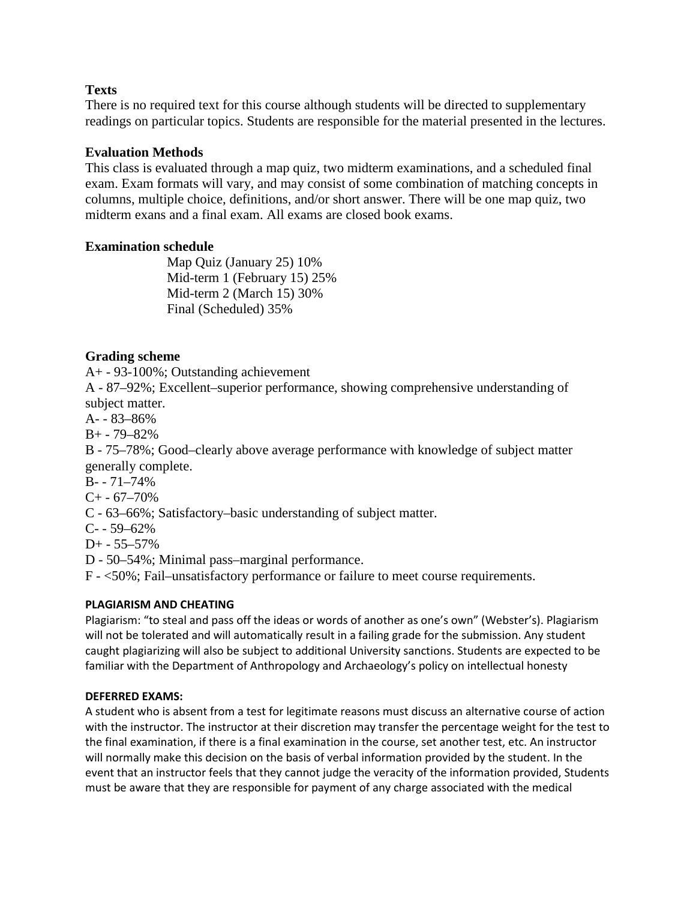### Texts

There is no required text for this course although students will be directed to supplementary readings on particular topics. Students are responsible for the material presented in the lectures.

### Evaluation Methods

This class is evaluated through a map quiz, two midterm examinations, and a scheduled final exam. Exam formats will vary, and may consist of some combination of matching concepts in columns, multiple choice, definitions, and/or short answer. There will be one map quiz, two midterm exans and a final exam. All exams are closed book exams.

### Examination schedule

Map Quiz (January 25) 10%
Mid-term 1 (February 15) 25%
Mid-term 2 (March 15) 30%
Final (Scheduled) 35%

### Grading scheme

A+ - 93-100%; Outstanding achievement
A - 87–92%; Excellent–superior performance, showing comprehensive understanding of subject matter.
A- - 83–86%
B+ - 79–82%
B - 75–78%; Good–clearly above average performance with knowledge of subject matter generally complete.
B- - 71–74%
C+ - 67–70%
C - 63–66%; Satisfactory–basic understanding of subject matter.
C- - 59–62%
D+ - 55–57%
D - 50–54%; Minimal pass–marginal performance.
F - <50%; Fail–unsatisfactory performance or failure to meet course requirements.

#### PLAGIARISM AND CHEATING

Plagiarism: "to steal and pass off the ideas or words of another as one's own" (Webster's). Plagiarism will not be tolerated and will automatically result in a failing grade for the submission. Any student caught plagiarizing will also be subject to additional University sanctions. Students are expected to be familiar with the Department of Anthropology and Archaeology's policy on intellectual honesty

#### DEFERRED EXAMS:

A student who is absent from a test for legitimate reasons must discuss an alternative course of action with the instructor. The instructor at their discretion may transfer the percentage weight for the test to the final examination, if there is a final examination in the course, set another test, etc. An instructor will normally make this decision on the basis of verbal information provided by the student. In the event that an instructor feels that they cannot judge the veracity of the information provided, Students must be aware that they are responsible for payment of any charge associated with the medical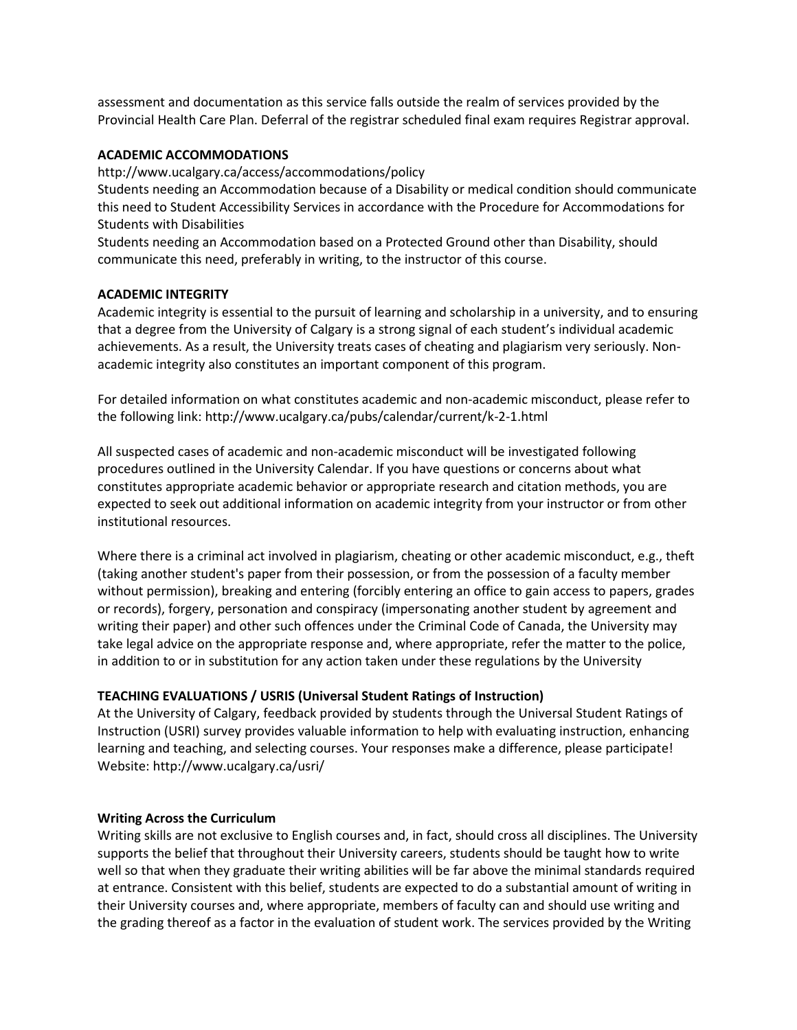assessment and documentation as this service falls outside the realm of services provided by the Provincial Health Care Plan. Deferral of the registrar scheduled final exam requires Registrar approval.

**ACADEMIC ACCOMMODATIONS**

http://www.ucalgary.ca/access/accommodations/policy

Students needing an Accommodation because of a Disability or medical condition should communicate this need to Student Accessibility Services in accordance with the Procedure for Accommodations for Students with Disabilities

Students needing an Accommodation based on a Protected Ground other than Disability, should communicate this need, preferably in writing, to the instructor of this course.

**ACADEMIC INTEGRITY**

Academic integrity is essential to the pursuit of learning and scholarship in a university, and to ensuring that a degree from the University of Calgary is a strong signal of each student's individual academic achievements. As a result, the University treats cases of cheating and plagiarism very seriously. Non-academic integrity also constitutes an important component of this program.

For detailed information on what constitutes academic and non-academic misconduct, please refer to the following link: http://www.ucalgary.ca/pubs/calendar/current/k-2-1.html

All suspected cases of academic and non-academic misconduct will be investigated following procedures outlined in the University Calendar. If you have questions or concerns about what constitutes appropriate academic behavior or appropriate research and citation methods, you are expected to seek out additional information on academic integrity from your instructor or from other institutional resources.

Where there is a criminal act involved in plagiarism, cheating or other academic misconduct, e.g., theft (taking another student's paper from their possession, or from the possession of a faculty member without permission), breaking and entering (forcibly entering an office to gain access to papers, grades or records), forgery, personation and conspiracy (impersonating another student by agreement and writing their paper) and other such offences under the Criminal Code of Canada, the University may take legal advice on the appropriate response and, where appropriate, refer the matter to the police, in addition to or in substitution for any action taken under these regulations by the University

**TEACHING EVALUATIONS / USRIS (Universal Student Ratings of Instruction)**

At the University of Calgary, feedback provided by students through the Universal Student Ratings of Instruction (USRI) survey provides valuable information to help with evaluating instruction, enhancing learning and teaching, and selecting courses. Your responses make a difference, please participate! Website: http://www.ucalgary.ca/usri/

**Writing Across the Curriculum**

Writing skills are not exclusive to English courses and, in fact, should cross all disciplines. The University supports the belief that throughout their University careers, students should be taught how to write well so that when they graduate their writing abilities will be far above the minimal standards required at entrance. Consistent with this belief, students are expected to do a substantial amount of writing in their University courses and, where appropriate, members of faculty can and should use writing and the grading thereof as a factor in the evaluation of student work. The services provided by the Writing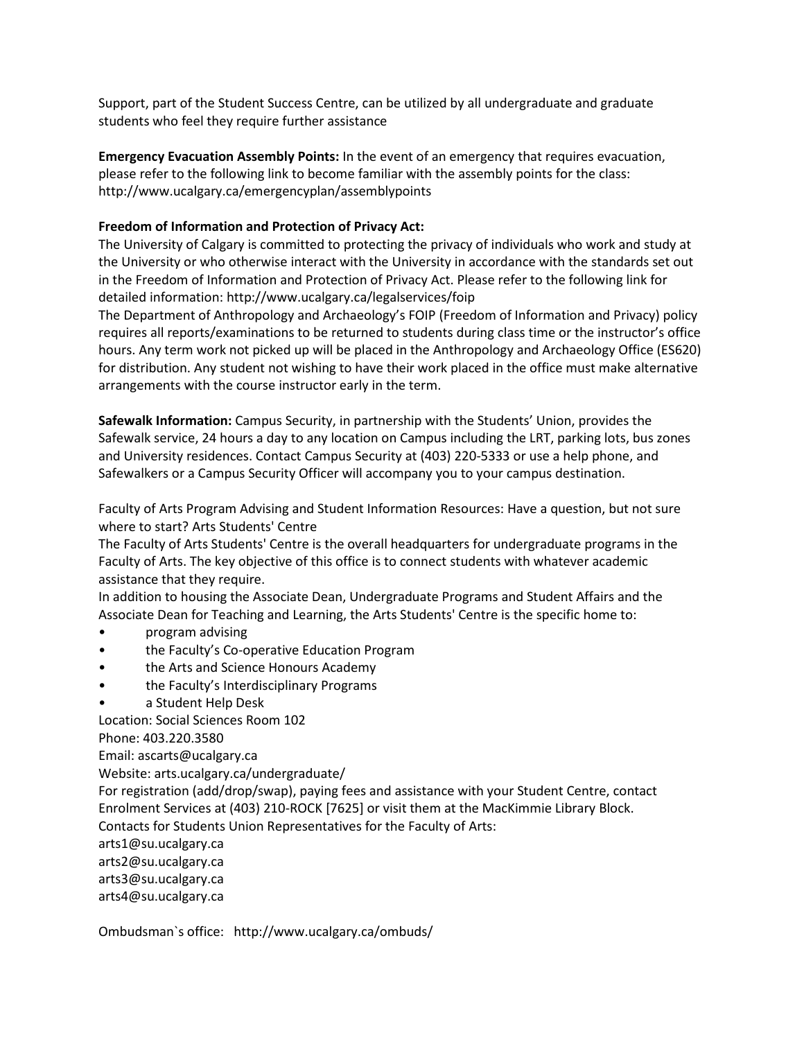Support, part of the Student Success Centre, can be utilized by all undergraduate and graduate students who feel they require further assistance

**Emergency Evacuation Assembly Points:** In the event of an emergency that requires evacuation, please refer to the following link to become familiar with the assembly points for the class: http://www.ucalgary.ca/emergencyplan/assemblypoints

**Freedom of Information and Protection of Privacy Act:**
The University of Calgary is committed to protecting the privacy of individuals who work and study at the University or who otherwise interact with the University in accordance with the standards set out in the Freedom of Information and Protection of Privacy Act. Please refer to the following link for detailed information: http://www.ucalgary.ca/legalservices/foip
The Department of Anthropology and Archaeology's FOIP (Freedom of Information and Privacy) policy requires all reports/examinations to be returned to students during class time or the instructor's office hours. Any term work not picked up will be placed in the Anthropology and Archaeology Office (ES620) for distribution. Any student not wishing to have their work placed in the office must make alternative arrangements with the course instructor early in the term.

**Safewalk Information:** Campus Security, in partnership with the Students' Union, provides the Safewalk service, 24 hours a day to any location on Campus including the LRT, parking lots, bus zones and University residences. Contact Campus Security at (403) 220-5333 or use a help phone, and Safewalkers or a Campus Security Officer will accompany you to your campus destination.

Faculty of Arts Program Advising and Student Information Resources: Have a question, but not sure where to start? Arts Students' Centre
The Faculty of Arts Students' Centre is the overall headquarters for undergraduate programs in the Faculty of Arts. The key objective of this office is to connect students with whatever academic assistance that they require.
In addition to housing the Associate Dean, Undergraduate Programs and Student Affairs and the Associate Dean for Teaching and Learning, the Arts Students' Centre is the specific home to:

- program advising
- the Faculty's Co-operative Education Program
- the Arts and Science Honours Academy
- the Faculty's Interdisciplinary Programs
- a Student Help Desk

Location: Social Sciences Room 102
Phone: 403.220.3580
Email: ascarts@ucalgary.ca
Website: arts.ucalgary.ca/undergraduate/
For registration (add/drop/swap), paying fees and assistance with your Student Centre, contact Enrolment Services at (403) 210-ROCK [7625] or visit them at the MacKimmie Library Block.
Contacts for Students Union Representatives for the Faculty of Arts:
arts1@su.ucalgary.ca
arts2@su.ucalgary.ca
arts3@su.ucalgary.ca
arts4@su.ucalgary.ca

Ombudsman`s office: http://www.ucalgary.ca/ombuds/